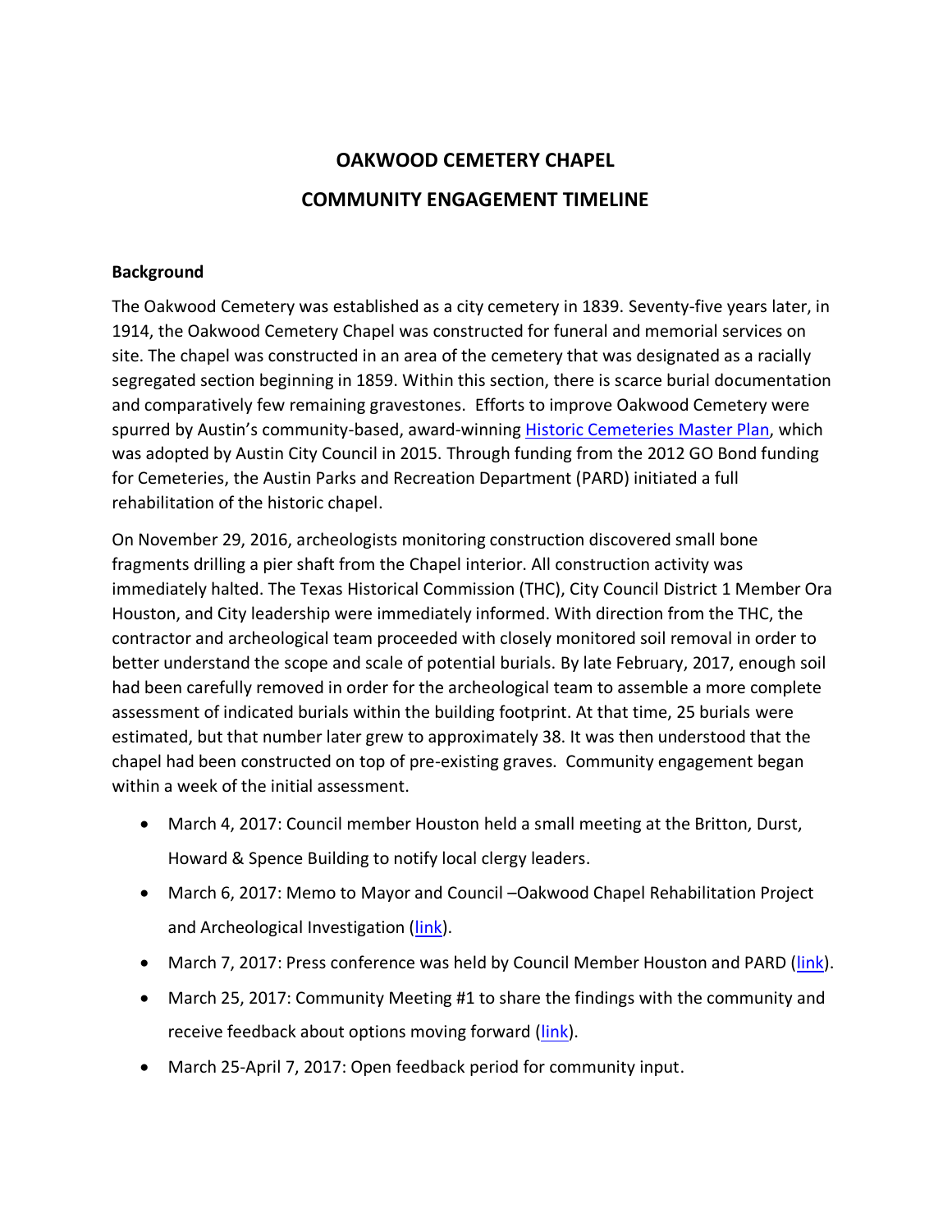# OAKWOOD CEMETERY CHAPEL

# COMMUNITY ENGAGEMENT TIMELINE

**Background**

The Oakwood Cemetery was established as a city cemetery in 1839. Seventy-five years later, in 1914, the Oakwood Cemetery Chapel was constructed for funeral and memorial services on site. The chapel was constructed in an area of the cemetery that was designated as a racially segregated section beginning in 1859. Within this section, there is scarce burial documentation and comparatively few remaining gravestones. Efforts to improve Oakwood Cemetery were spurred by Austin's community-based, award-winning [Historic Cemeteries Master Plan](), which was adopted by Austin City Council in 2015. Through funding from the 2012 GO Bond funding for Cemeteries, the Austin Parks and Recreation Department (PARD) initiated a full rehabilitation of the historic chapel.

On November 29, 2016, archeologists monitoring construction discovered small bone fragments drilling a pier shaft from the Chapel interior. All construction activity was immediately halted. The Texas Historical Commission (THC), City Council District 1 Member Ora Houston, and City leadership were immediately informed. With direction from the THC, the contractor and archeological team proceeded with closely monitored soil removal in order to better understand the scope and scale of potential burials. By late February, 2017, enough soil had been carefully removed in order for the archeological team to assemble a more complete assessment of indicated burials within the building footprint. At that time, 25 burials were estimated, but that number later grew to approximately 38. It was then understood that the chapel had been constructed on top of pre-existing graves. Community engagement began within a week of the initial assessment.

- March 4, 2017: Council member Houston held a small meeting at the Britton, Durst, Howard & Spence Building to notify local clergy leaders.
- March 6, 2017: Memo to Mayor and Council –Oakwood Chapel Rehabilitation Project and Archeological Investigation ([link]()).
- March 7, 2017: Press conference was held by Council Member Houston and PARD ([link]()).
- March 25, 2017: Community Meeting #1 to share the findings with the community and receive feedback about options moving forward ([link]()).
- March 25-April 7, 2017: Open feedback period for community input.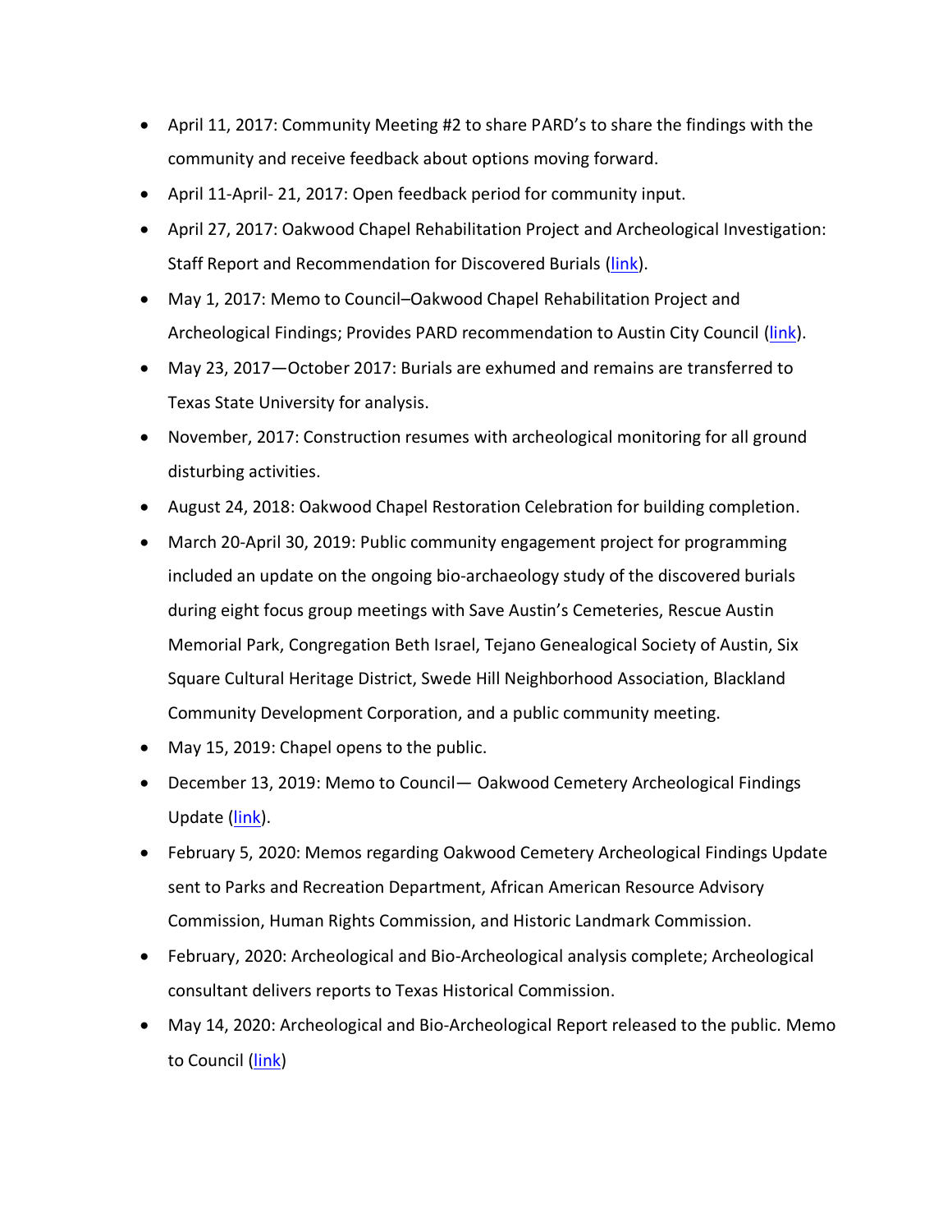- April 11, 2017: Community Meeting #2 to share PARD's to share the findings with the community and receive feedback about options moving forward.
- April 11-April- 21, 2017: Open feedback period for community input.
- April 27, 2017: Oakwood Chapel Rehabilitation Project and Archeological Investigation: Staff Report and Recommendation for Discovered Burials (link).
- May 1, 2017: Memo to Council–Oakwood Chapel Rehabilitation Project and Archeological Findings; Provides PARD recommendation to Austin City Council (link).
- May 23, 2017—October 2017: Burials are exhumed and remains are transferred to Texas State University for analysis.
- November, 2017: Construction resumes with archeological monitoring for all ground disturbing activities.
- August 24, 2018: Oakwood Chapel Restoration Celebration for building completion.
- March 20-April 30, 2019: Public community engagement project for programming included an update on the ongoing bio-archaeology study of the discovered burials during eight focus group meetings with Save Austin's Cemeteries, Rescue Austin Memorial Park, Congregation Beth Israel, Tejano Genealogical Society of Austin, Six Square Cultural Heritage District, Swede Hill Neighborhood Association, Blackland Community Development Corporation, and a public community meeting.
- May 15, 2019: Chapel opens to the public.
- December 13, 2019: Memo to Council— Oakwood Cemetery Archeological Findings Update (link).
- February 5, 2020: Memos regarding Oakwood Cemetery Archeological Findings Update sent to Parks and Recreation Department, African American Resource Advisory Commission, Human Rights Commission, and Historic Landmark Commission.
- February, 2020: Archeological and Bio-Archeological analysis complete; Archeological consultant delivers reports to Texas Historical Commission.
- May 14, 2020: Archeological and Bio-Archeological Report released to the public. Memo to Council (link)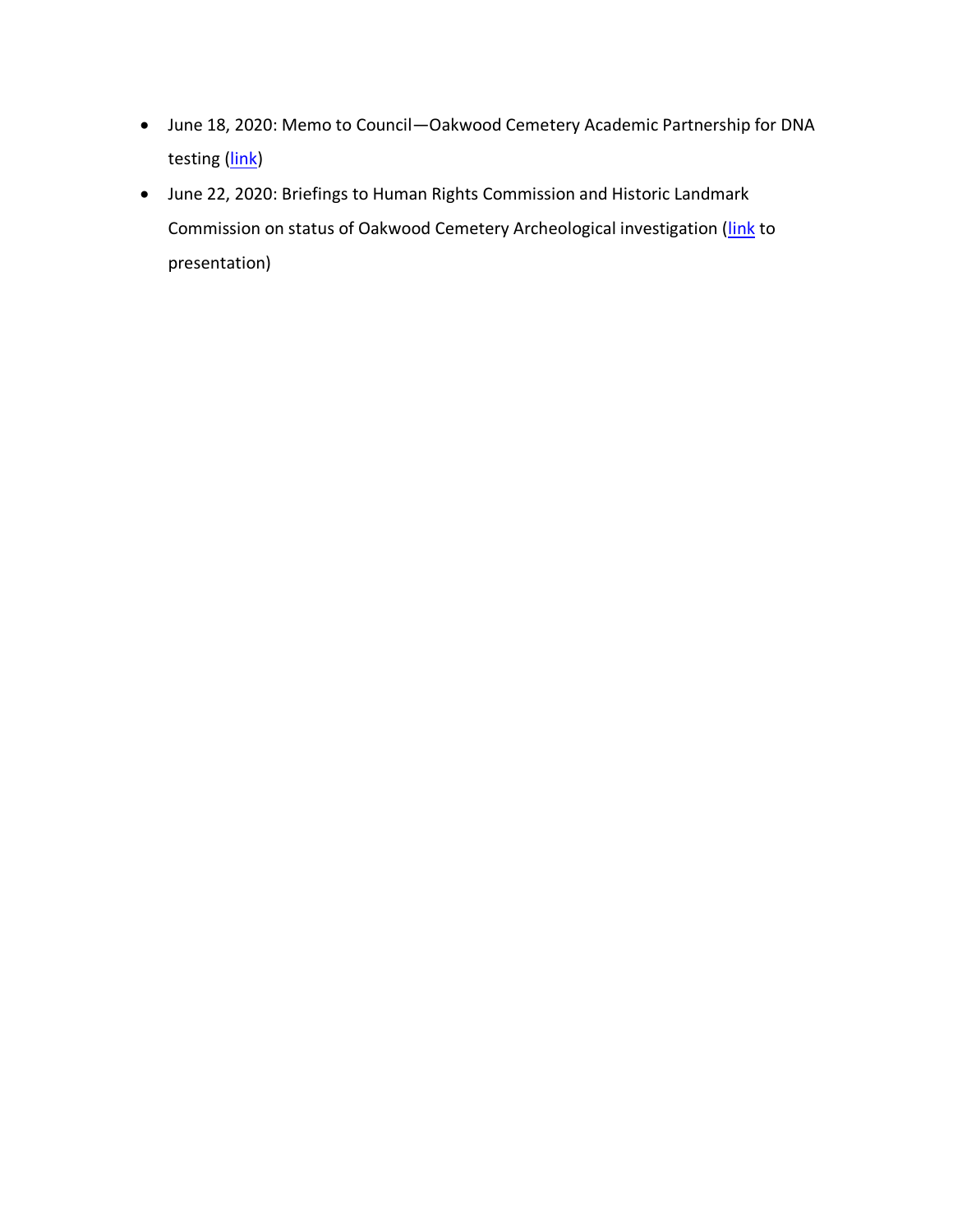- June 18, 2020: Memo to Council—Oakwood Cemetery Academic Partnership for DNA testing (link)
- June 22, 2020: Briefings to Human Rights Commission and Historic Landmark Commission on status of Oakwood Cemetery Archeological investigation (link to presentation)